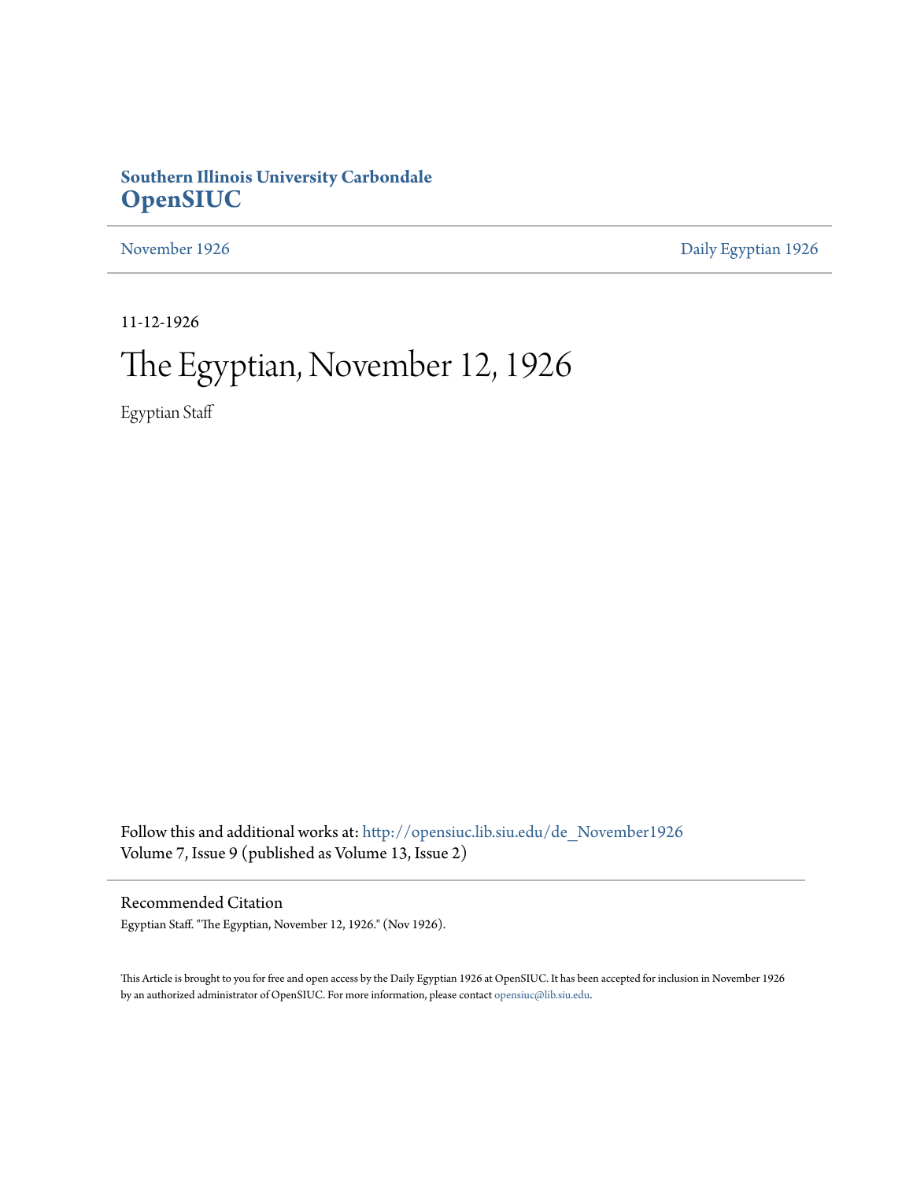**Southern Illinois University Carbondale**
**OpenSIUC**

November 1926 | Daily Egyptian 1926

11-12-1926

# The Egyptian, November 12, 1926

Egyptian Staff

Follow this and additional works at: http://opensiuc.lib.siu.edu/de_November1926
Volume 7, Issue 9 (published as Volume 13, Issue 2)

## Recommended Citation

Egyptian Staff. "The Egyptian, November 12, 1926." (Nov 1926).

This Article is brought to you for free and open access by the Daily Egyptian 1926 at OpenSIUC. It has been accepted for inclusion in November 1926 by an authorized administrator of OpenSIUC. For more information, please contact opensiuc@lib.siu.edu.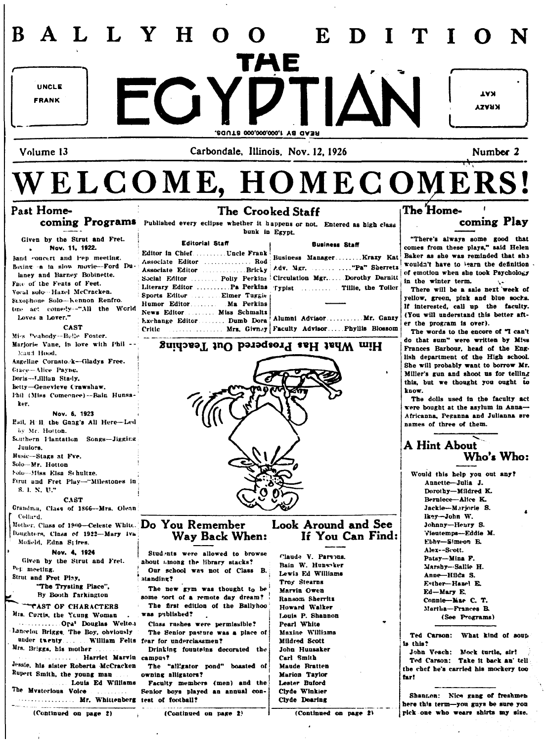# BALLYHOO EDITION

UNCLE FRANK

# THE EGYPTIAN

KRAZY KAT

READ BY 1,000,000,000 STUDS.

Volume 13 — Carbondale, Illinois, Nov. 12, 1926 — Number 2

# WELCOME, HOMECOMERS!

## Past Homecoming Programs

Given by the Strut and Fret.

**Nov. 11, 1922.**

Band concert and Pep meeting.

Boxing—a la slow movie—Ford Dulaney and Barney Bobinette.

Face of the Feats of Feet.

Vocal solo—Hazel McCracken.

Saxophone Solo—Kennon Renfro.

One act comedy—"All the World Loves a Lover."

CAST

Miss Peabody—Belle Foster.

Marjorie Vane, in love with Phil—Maud Hood.

Angeline Cornstock—Gladys Free.

Grace—Alice Payne.

Doris—Lillian Stady.

Betty—Genevieve Crawshaw.

Phil (Miss Comeonee)—Bain Hunsaker.

**Nov. 6, 1923**

Hail, Hail the Gang's All Here—Led by Mr. Hotton.

Southern Plantation Songs—Jigging Juniors.

Music—Stags at Eve.

Solo—Mr. Hotton

Solo—Miss Elsa Schultze.

Strut and Fret Play—"Milestones in S. I. N. U."

CAST

Grandma, Class of 1866—Mrs. Olean Collard.

Mother, Class of 1900—Celeste White.

Daughters, Class of 1923—Mary Iva Mofield, Edna Spires.

**Nov. 4, 1924**

Given by the Strut and Fret.

Pep meeting.

Strut and Fret Play,

"The Trysting Place",

By Booth Tarkington

CAST OF CHARACTERS

Mrs. Curtis, the Young Woman ... Ora Douglas Welton

Lancelot Briggs, The Boy, obviously under twenty ... William Felts

Mrs. Briggs, his mother ... Harriet Marvin

Jessie, his sister Roberta McCracken

Rupert Smith, the young man ... Louis Ed Williams

The Mysterious Voice ... Mr. Whittenberg

(Continued on page 2)

## The Crooked Staff

Published every eclipse whether it happens or not. Entered as high class bunk in Egypt.

**Editorial Staff**

Editor in Chief ... Uncle Frank
Associate Editor ... Rod
Associate Editor ... Bricky
Social Editor ... Polly Perkins
Literary Editor ... Pa Perkins
Sports Editor ... Elmer Tuggle
Humor Editor ... Ma Perkins
News Editor ... Miss Schmaltz
Exchange Editor ... Dumb Dora
Critic ... Mrs. Givney

**Business Staff**

Business Manager ... Krazy Kat
Adv. Mgr. ... "Pa" Sherretz
Circulation Mgr. ... Dorothy Darnitt
Typist ... Tillie, the Toiler

Alumni Advisor ... Mr. Ganzy
Faculty Advisor ... Phyllis Blossom

Him What Has Prospered Out Teaching

## Do You Remember Way Back When:

Students were allowed to browse about among the library stacks?

Our school was not of Class B. standing?

The new gym was thought to be some sort of a remote day dream?

The first edition of the Ballyhoo was published?

Class rushes were permissible?

The Senior pasture was a place of fear for underclassmen?

Drinking fountains decorated the campus?

The "alligator pond" boasted of owning alligators?

Faculty members (men) and the Senior boys played an annual contest of football?

(Continued on page 2)

## Look Around and See If You Can Find:

Claude V. Parsons.
Bain W. Hunsaker
Lewis Ed Williams
Troy Stearns
Marvin Owen
Ransom Sherritz
Howard Walker
Louis P. Shannon
Pearl White
Maxine Williams
Mildred Scott
John Hunsaker
Carl Smith
Maude Bratten
Marion Taylor
Lester Buford
Clyde Winkler
Clyde Dearing

(Continued on page 2)

## The Homecoming Play

"There's always some good that comes from these plays," said Helen Baker as she was reminded that she wouldn't have to learn the definition of emotion when she took Psychology in the winter term.

There will be a sale next week of yellow, green, pink and blue socks. If interested, call up the faculty. (You will understand this better after the program is over).

The words to the encore of "I can't do that sum" were written by Miss Frances Barbour, head of the English department of the High school. She will probably want to borrow Mr. Miller's gun and shoot us for telling this, but we thought you ought to know.

The dolls used in the faculty act were bought at the asylum in Anna—Africanna, Peganna and Julianna are names of three of them.

## A Hint About Who's Who:

Would this help you out any?

Annette—Julia J.
Dorothy—Mildred K.
Berniece—Alice K.
Jackie—Marjorie S.
Ikey—John W.
Johnny—Henry S.
Vieutemps—Eddie M.
Ebby—Simeon B.
Alex—Scott.
Patsy—Mina F.
Marshy—Sallie H.
Anne—Hilda S.
Esther—Hazel E.
Ed—Mary E.
Connie—Mae C. T.
Martha—Frances B.
(See Programs)

Ted Carson: What kind of soup is this?

John Veach: Mock turtle, sir!

Ted Carson: Take it back an' tell the chef he's carried his mockery too far!

Shannon: Nice gang of freshmen here this term—you guys be sure you pick one who wears shirts my size.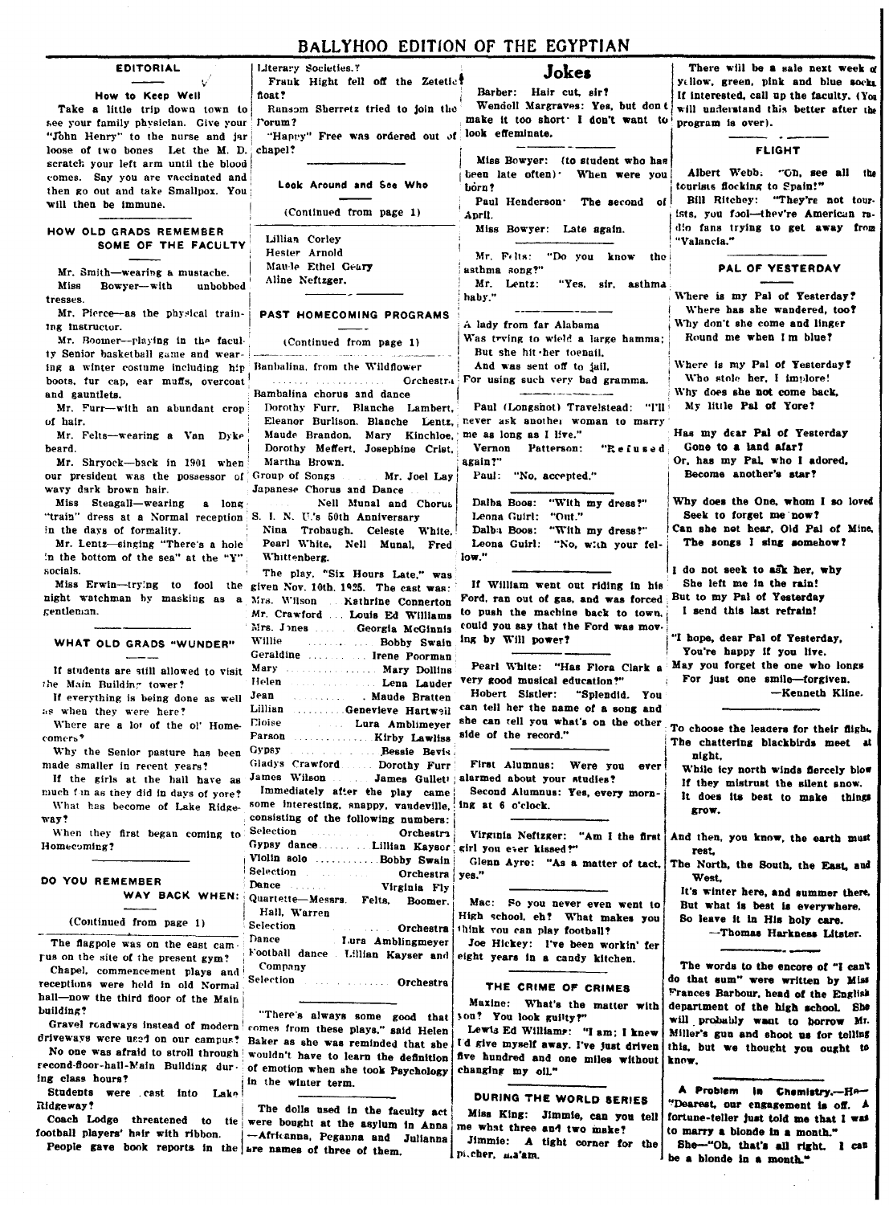# BALLYHOO EDITION OF THE EGYPTIAN

## EDITORIAL

### How to Keep Well

Take a little trip down town to see your family physician. Give your "John Henry" to the nurse and jar loose of two bones Let the M. D. scratch your left arm until the blood comes. Say you are vaccinated and then go out and take Smallpox. You will then be immune.

## HOW OLD GRADS REMEMBER SOME OF THE FACULTY

Mr. Smith—wearing a mustache.

Miss Bowyer—with unbobbed tresses.

Mr. Pierce—as the physical training instructor.

Mr. Boomer—playing in the faculty Senior basketball game and wearing a winter costume including hip boots, fur cap, ear muffs, overcoat and gauntlets.

Mr. Furr—with an abundant crop of hair.

Mr. Felts—wearing a Van Dyke beard.

Mr. Shryock—back in 1901 when our president was the possessor of wavy dark brown hair.

Miss Steagall—wearing a long "train" dress at a Normal reception in the days of formality.

Mr. Lentz—singing "There's a hole in the bottom of the sea" at the "Y" socials.

Miss Erwin—trying to fool the night watchman by masking as a gentleman.

## WHAT OLD GRADS "WUNDER"

If students are still allowed to visit the Main Building tower?

If everything is being done as well as when they were here?

Where are a lot of the ol' Homecomers?

Why the Senior pasture has been made smaller in recent years?

If the girls at the hall have as much fun as they did in days of yore?

What has become of Lake Ridgeway?

When they first began coming to Homecoming?

## DO YOU REMEMBER WAY BACK WHEN:

(Continued from page 1)

The flagpole was on the east campus on the site of the present gym?

Chapel, commencement plays and receptions were held in old Normal hall—now the third floor of the Main building?

Gravel roadways instead of modern driveways were used on our campus?

No one was afraid to stroll through second-floor-hall-Main Building during class hours?

Students were cast into Lake Ridgeway?

Coach Lodge threatened to tie football players' hair with ribbon.

People gave book reports in the Literary Societies.?

Frank Hight fell off the Zetetic float?

Ransom Sherretz tried to join the Forum?

"Happy" Free was ordered out of chapel?

## Look Around and See Who

(Continued from page 1)

Lillian Corley
Hester Arnold
Maude Ethel Geary
Aline Neftzger.

## PAST HOMECOMING PROGRAMS

(Continued from page 1)

Banbalina, from the Wildflower ........ Orchestra

Bambalina chorus and dance

Dorothy Furr, Blanche Lambert, Eleanor Burlison, Blanche Lentz, Maude Brandon, Mary Kinchloe, Dorothy Meffert, Josephine Crist, Martha Brown.

Group of Songs ........ Mr. Joel Lay

Japanese Chorus and Dance ........ Nell Munal and Chorus

S. I. N. U.'s 50th Anniversary

Nina Trobaugh, Celeste White, Pearl White, Nell Munal, Fred Whittenberg.

The play, "Six Hours Late," was given Nov. 10th, 1925. The cast was:

Mrs. Wilson ........ Kathrine Connerton
Mr. Crawford ........ Louis Ed Williams
Mrs. Jones ........ Georgia McGinnis
Willie ........ Bobby Swain
Geraldine ........ Irene Poorman
Mary ........ Mary Dollins
Helen ........ Lena Lauder
Jean ........ Maude Bratten
Lillian ........ Genevieve Hartwell
Eloise ........ Lura Amblimeyer
Parson ........ Kirby Lawliss
Gypsy ........ Bessie Bevis
Gladys Crawford ........ Dorothy Furr
James Wilson ........ James Gullett

Immediately after the play came some interesting, snappy, vaudeville, consisting of the following numbers:

Selection ........ Orchestra
Gypsy dance ........ Lillian Kaysor
Violin solo ........ Bobby Swain
Selection ........ Orchestra
Dance ........ Virginia Fly
Quartette—Messrs. Felts, Boomer, Hall, Warren
Selection ........ Orchestra
Dance ........ Lura Amblingmeyer
Football dance ........ Lillian Kayser and Company
Selection ........ Orchestra

"There's always some good that comes from these plays," said Helen Baker as she was reminded that she wouldn't have to learn the definition of emotion when she took Psychology in the winter term.

The dolls used in the faculty act were bought at the asylum in Anna—Africanna, Peganna and Julianna are names of three of them.

## Jokes

Barber: Hair cut, sir?

Wendell Margraves: Yes, but don't make it too short· I don't want to look effeminate.

Miss Bowyer: (to student who has been late often) · When were you born?

Paul Henderson· The second of April.

Miss Bowyer: Late again.

Mr. Felts: "Do you know the asthma song?"

Mr. Lentz: "Yes, sir, asthma baby."

A lady from far Alabama
Was trying to wield a large hamma;
But she hit her toenail,
And was sent off to jail,
For using such very bad gramma.

Paul (Longshot) Travelstead: "I'll never ask another woman to marry me as long as I live."

Vernon Patterson: "Refused again?"

Paul: "No, accepted."

Dalba Boos: "With my dress?"

Leona Guirl: "Out."

Dalba Boos: "With my dress?"

Leona Guirl: "No, with your fellow."

If William went out riding in his Ford, ran out of gas, and was forced to push the machine back to town, could you say that the Ford was moving by Will power?

Pearl White: "Has Flora Clark a very good musical education?"

Hobert Sistler: "Splendid. You can tell her the name of a song and she can tell you what's on the other side of the record."

First Alumnus: Were you ever alarmed about your studies?

Second Alumnus: Yes, every morning at 6 o'clock.

Virginia Neftzger: "Am I the first girl you ever kissed?"

Glenn Ayre: "As a matter of tact, yes."

Mac: So you never even went to High school, eh? What makes you think you can play football?

Joe Hickey: I've been workin' fer eight years in a candy kitchen.

### THE CRIME OF CRIMES

Maxine: What's the matter with you? You look guilty?"

Lewis Ed Williams: "I am; I knew I'd give myself away. I've just driven five hundred and one miles without changing my oil."

### DURING THE WORLD SERIES

Miss King: Jimmie, can you tell me what three and two make?

Jimmie: A tight corner for the pitcher, ma'am.

There will be a sale next week of yellow, green, pink and blue socks. If interested, call up the faculty. (You will understand this better after the program is over).

## FLIGHT

Albert Webb: "Oh, see all the tourists flocking to Spain!"

Bill Ritchey: "They're not tourists, you fool—they're American radio fans trying to get away from "Valancia."

## PAL OF YESTERDAY

Where is my Pal of Yesterday?
Where has she wandered, too?
Why don't she come and linger
Round me when I m blue?

Where is my Pal of Yesterday?
Who stole her, I implore!
Why does she not come back,
My little Pal of Yore?

Has my dear Pal of Yesterday
Gone to a land afar?
Or, has my Pal, who I adored,
Become another's star?

Why does the One, whom I so loved
Seek to forget me now?
Can she not hear, Old Pal of Mine,
The songs I sing somehow?

I do not seek to ask her, why
She left me in the rain!
But to my Pal of Yesterday
I send this last refrain!

"I hope, dear Pal of Yesterday,
You're happy if you live.
May you forget the one who longs
For just one smile—forgiven.

—Kenneth Kline.

To choose the leaders for their flight,
The chattering blackbirds meet at night,
While icy north winds fiercely blow
If they mistrust the silent snow.
It does its best to make things grow.

And then, you know, the earth must rest,
The North, the South, the East, and West,
It's winter here, and summer there,
But what is best is everywhere,
So leave it in His holy care.

—Thomas Harkness Litster.

The words to the encore of "I can't do that sum" were written by Miss Frances Barbour, head of the English department of the high school. She will probably want to borrow Mr. Miller's gun and shoot us for telling this, but we thought you ought to know.

**A Problem in Chemistry.**—He—"Dearest, our engagement is off. A fortune-teller just told me that I was to marry a blonde in a month."

She—"Oh, that's all right. I can be a blonde in a month."